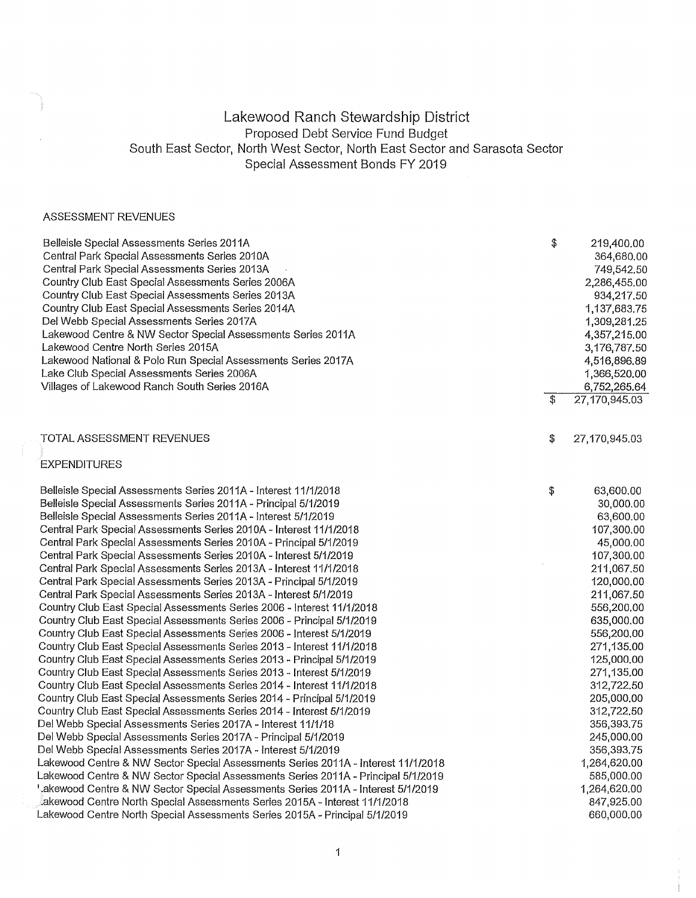# Lakewood Ranch Stewardship District

## Proposed Debt Service Fund Budget

## South East Sector, North West Sector, North East Sector and Sarasota Sector

## Special Assessment Bonds FY 2019

### ASSESSMENT REVENUES

| | |
|---|---:|
| Belleisle Special Assessments Series 2011A | $ 219,400.00 |
| Central Park Special Assessments Series 2010A | 364,680.00 |
| Central Park Special Assessments Series 2013A | 749,542.50 |
| Country Club East Special Assessments Series 2006A | 2,286,455.00 |
| Country Club East Special Assessments Series 2013A | 934,217.50 |
| Country Club East Special Assessments Series 2014A | 1,137,683.75 |
| Del Webb Special Assessments Series 2017A | 1,309,281.25 |
| Lakewood Centre & NW Sector Special Assessments Series 2011A | 4,357,215.00 |
| Lakewood Centre North Series 2015A | 3,176,787.50 |
| Lakewood National & Polo Run Special Assessments Series 2017A | 4,516,896.89 |
| Lake Club Special Assessments Series 2006A | 1,366,520.00 |
| Villages of Lakewood Ranch South Series 2016A | 6,752,265.64 |
| | $ 27,170,945.03 |
| | |
| TOTAL ASSESSMENT REVENUES | $ 27,170,945.03 |

### EXPENDITURES

| | |
|---|---:|
| Belleisle Special Assessments Series 2011A - Interest 11/1/2018 | $ 63,600.00 |
| Belleisle Special Assessments Series 2011A - Principal 5/1/2019 | 30,000.00 |
| Belleisle Special Assessments Series 2011A - Interest 5/1/2019 | 63,600.00 |
| Central Park Special Assessments Series 2010A - Interest 11/1/2018 | 107,300.00 |
| Central Park Special Assessments Series 2010A - Principal 5/1/2019 | 45,000.00 |
| Central Park Special Assessments Series 2010A - Interest 5/1/2019 | 107,300.00 |
| Central Park Special Assessments Series 2013A - Interest 11/1/2018 | 211,067.50 |
| Central Park Special Assessments Series 2013A - Principal 5/1/2019 | 120,000.00 |
| Central Park Special Assessments Series 2013A - Interest 5/1/2019 | 211,067.50 |
| Country Club East Special Assessments Series 2006 - Interest 11/1/2018 | 556,200.00 |
| Country Club East Special Assessments Series 2006 - Principal 5/1/2019 | 635,000.00 |
| Country Club East Special Assessments Series 2006 - Interest 5/1/2019 | 556,200.00 |
| Country Club East Special Assessments Series 2013 - Interest 11/1/2018 | 271,135.00 |
| Country Club East Special Assessments Series 2013 - Principal 5/1/2019 | 125,000.00 |
| Country Club East Special Assessments Series 2013 - Interest 5/1/2019 | 271,135.00 |
| Country Club East Special Assessments Series 2014 - Interest 11/1/2018 | 312,722.50 |
| Country Club East Special Assessments Series 2014 - Principal 5/1/2019 | 205,000.00 |
| Country Club East Special Assessments Series 2014 - Interest 5/1/2019 | 312,722.50 |
| Del Webb Special Assessments Series 2017A - Interest 11/1/18 | 356,393.75 |
| Del Webb Special Assessments Series 2017A - Principal 5/1/2019 | 245,000.00 |
| Del Webb Special Assessments Series 2017A - Interest 5/1/2019 | 356,393.75 |
| Lakewood Centre & NW Sector Special Assessments Series 2011A - Interest 11/1/2018 | 1,264,620.00 |
| Lakewood Centre & NW Sector Special Assessments Series 2011A - Principal 5/1/2019 | 585,000.00 |
| Lakewood Centre & NW Sector Special Assessments Series 2011A - Interest 5/1/2019 | 1,264,620.00 |
| Lakewood Centre North Special Assessments Series 2015A - Interest 11/1/2018 | 847,925.00 |
| Lakewood Centre North Special Assessments Series 2015A - Principal 5/1/2019 | 660,000.00 |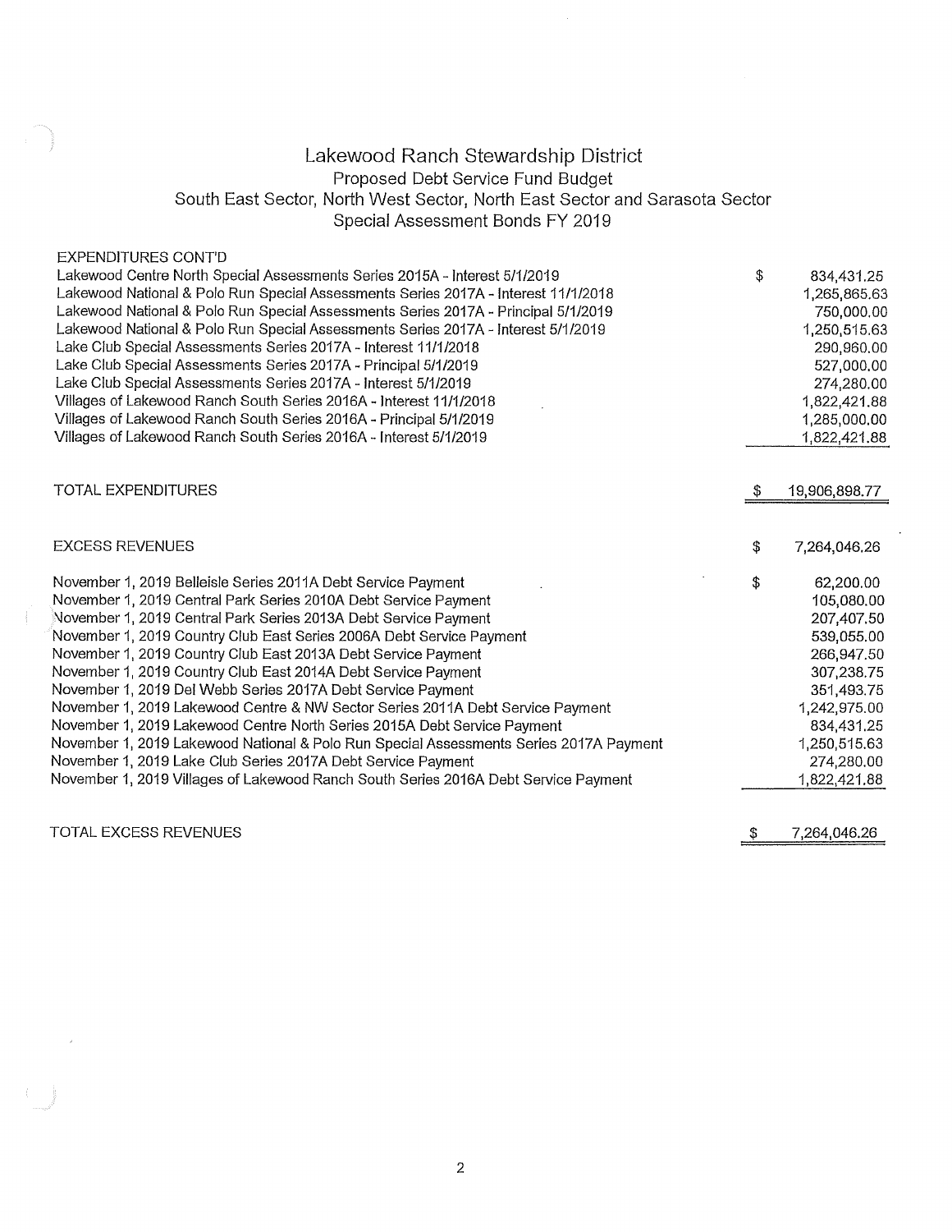# Lakewood Ranch Stewardship District

## Proposed Debt Service Fund Budget

## South East Sector, North West Sector, North East Sector and Sarasota Sector

## Special Assessment Bonds FY 2019

| | | |
|---|---|---|
| EXPENDITURES CONT'D | | |
| Lakewood Centre North Special Assessments Series 2015A - Interest 5/1/2019 | $ | 834,431.25 |
| Lakewood National & Polo Run Special Assessments Series 2017A - Interest 11/1/2018 | | 1,265,865.63 |
| Lakewood National & Polo Run Special Assessments Series 2017A - Principal 5/1/2019 | | 750,000.00 |
| Lakewood National & Polo Run Special Assessments Series 2017A - Interest 5/1/2019 | | 1,250,515.63 |
| Lake Club Special Assessments Series 2017A - Interest 11/1/2018 | | 290,960.00 |
| Lake Club Special Assessments Series 2017A - Principal 5/1/2019 | | 527,000.00 |
| Lake Club Special Assessments Series 2017A - Interest 5/1/2019 | | 274,280.00 |
| Villages of Lakewood Ranch South Series 2016A - Interest 11/1/2018 | | 1,822,421.88 |
| Villages of Lakewood Ranch South Series 2016A - Principal 5/1/2019 | | 1,285,000.00 |
| Villages of Lakewood Ranch South Series 2016A - Interest 5/1/2019 | | 1,822,421.88 |
| TOTAL EXPENDITURES | $ | 19,906,898.77 |
| EXCESS REVENUES | $ | 7,264,046.26 |
| November 1, 2019 Belleisle Series 2011A Debt Service Payment | $ | 62,200.00 |
| November 1, 2019 Central Park Series 2010A Debt Service Payment | | 105,080.00 |
| November 1, 2019 Central Park Series 2013A Debt Service Payment | | 207,407.50 |
| November 1, 2019 Country Club East Series 2006A Debt Service Payment | | 539,055.00 |
| November 1, 2019 Country Club East 2013A Debt Service Payment | | 266,947.50 |
| November 1, 2019 Country Club East 2014A Debt Service Payment | | 307,238.75 |
| November 1, 2019 Del Webb Series 2017A Debt Service Payment | | 351,493.75 |
| November 1, 2019 Lakewood Centre & NW Sector Series 2011A Debt Service Payment | | 1,242,975.00 |
| November 1, 2019 Lakewood Centre North Series 2015A Debt Service Payment | | 834,431.25 |
| November 1, 2019 Lakewood National & Polo Run Special Assessments Series 2017A Payment | | 1,250,515.63 |
| November 1, 2019 Lake Club Series 2017A Debt Service Payment | | 274,280.00 |
| November 1, 2019 Villages of Lakewood Ranch South Series 2016A Debt Service Payment | | 1,822,421.88 |
| TOTAL EXCESS REVENUES | $ | 7,264,046.26 |